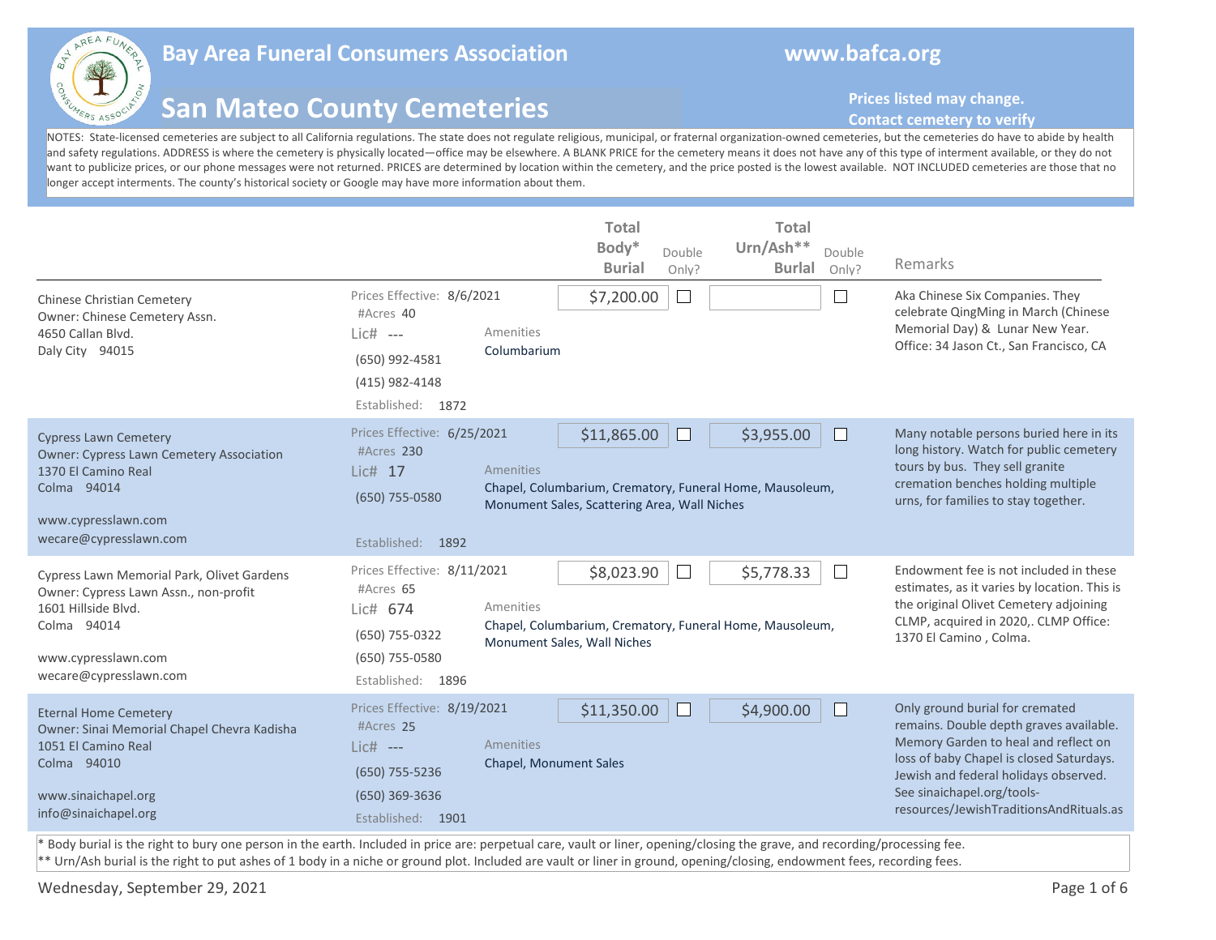# Bay Area Funeral Consumers Association

www.bafca.org

## San Mateo County Cemeteries

**Prices listed may change. Contact cemetery to verify**

NOTES: State-licensed cemeteries are subject to all California regulations. The state does not regulate religious, municipal, or fraternal organization-owned cemeteries, but the cemeteries do have to abide by health and safety regulations. ADDRESS is where the cemetery is physically located—office may be elsewhere. A BLANK PRICE for the cemetery means it does not have any of this type of interment available, or they do not want to publicize prices, or our phone messages were not returned. PRICES are determined by location within the cemetery, and the price posted is the lowest available. NOT INCLUDED cemeteries are those that no longer accept interments. The county's historical society or Google may have more information about them.

| Cemetery | Details | Amenities | Total Body* Burial | Double Only? | Total Urn/Ash** Burial | Double Only? | Remarks |
|---|---|---|---|---|---|---|---|
| Chinese Christian Cemetery<br>Owner: Chinese Cemetery Assn.<br>4650 Callan Blvd.<br>Daly City 94015 | Prices Effective: 8/6/2021<br>#Acres 40<br>Lic# ---<br>(650) 992-4581<br>(415) 982-4148<br>Established: 1872 | Columbarium | $7,200.00 | ☐ | | ☐ | Aka Chinese Six Companies. They celebrate QingMing in March (Chinese Memorial Day) & Lunar New Year. Office: 34 Jason Ct., San Francisco, CA |
| Cypress Lawn Cemetery<br>Owner: Cypress Lawn Cemetery Association<br>1370 El Camino Real<br>Colma 94014<br>www.cypresslawn.com<br>wecare@cypresslawn.com | Prices Effective: 6/25/2021<br>#Acres 230<br>Lic# 17<br>(650) 755-0580<br>Established: 1892 | Chapel, Columbarium, Crematory, Funeral Home, Mausoleum, Monument Sales, Scattering Area, Wall Niches | $11,865.00 | ☐ | $3,955.00 | ☐ | Many notable persons buried here in its long history. Watch for public cemetery tours by bus. They sell granite cremation benches holding multiple urns, for families to stay together. |
| Cypress Lawn Memorial Park, Olivet Gardens<br>Owner: Cypress Lawn Assn., non-profit<br>1601 Hillside Blvd.<br>Colma 94014<br>www.cypresslawn.com<br>wecare@cypresslawn.com | Prices Effective: 8/11/2021<br>#Acres 65<br>Lic# 674<br>(650) 755-0322<br>(650) 755-0580<br>Established: 1896 | Chapel, Columbarium, Crematory, Funeral Home, Mausoleum, Monument Sales, Wall Niches | $8,023.90 | ☐ | $5,778.33 | ☐ | Endowment fee is not included in these estimates, as it varies by location. This is the original Olivet Cemetery adjoining CLMP, acquired in 2020,. CLMP Office: 1370 El Camino , Colma. |
| Eternal Home Cemetery<br>Owner: Sinai Memorial Chapel Chevra Kadisha<br>1051 El Camino Real<br>Colma 94010<br>www.sinaichapel.org<br>info@sinaichapel.org | Prices Effective: 8/19/2021<br>#Acres 25<br>Lic# ---<br>(650) 755-5236<br>(650) 369-3636<br>Established: 1901 | Chapel, Monument Sales | $11,350.00 | ☐ | $4,900.00 | ☐ | Only ground burial for cremated remains. Double depth graves available. Memory Garden to heal and reflect on loss of baby Chapel is closed Saturdays. Jewish and federal holidays observed. See sinaichapel.org/tools-resources/JewishTraditionsAndRituals.as |

\* Body burial is the right to bury one person in the earth. Included in price are: perpetual care, vault or liner, opening/closing the grave, and recording/processing fee.

\*\* Urn/Ash burial is the right to put ashes of 1 body in a niche or ground plot. Included are vault or liner in ground, opening/closing, endowment fees, recording fees.

Wednesday, September 29, 2021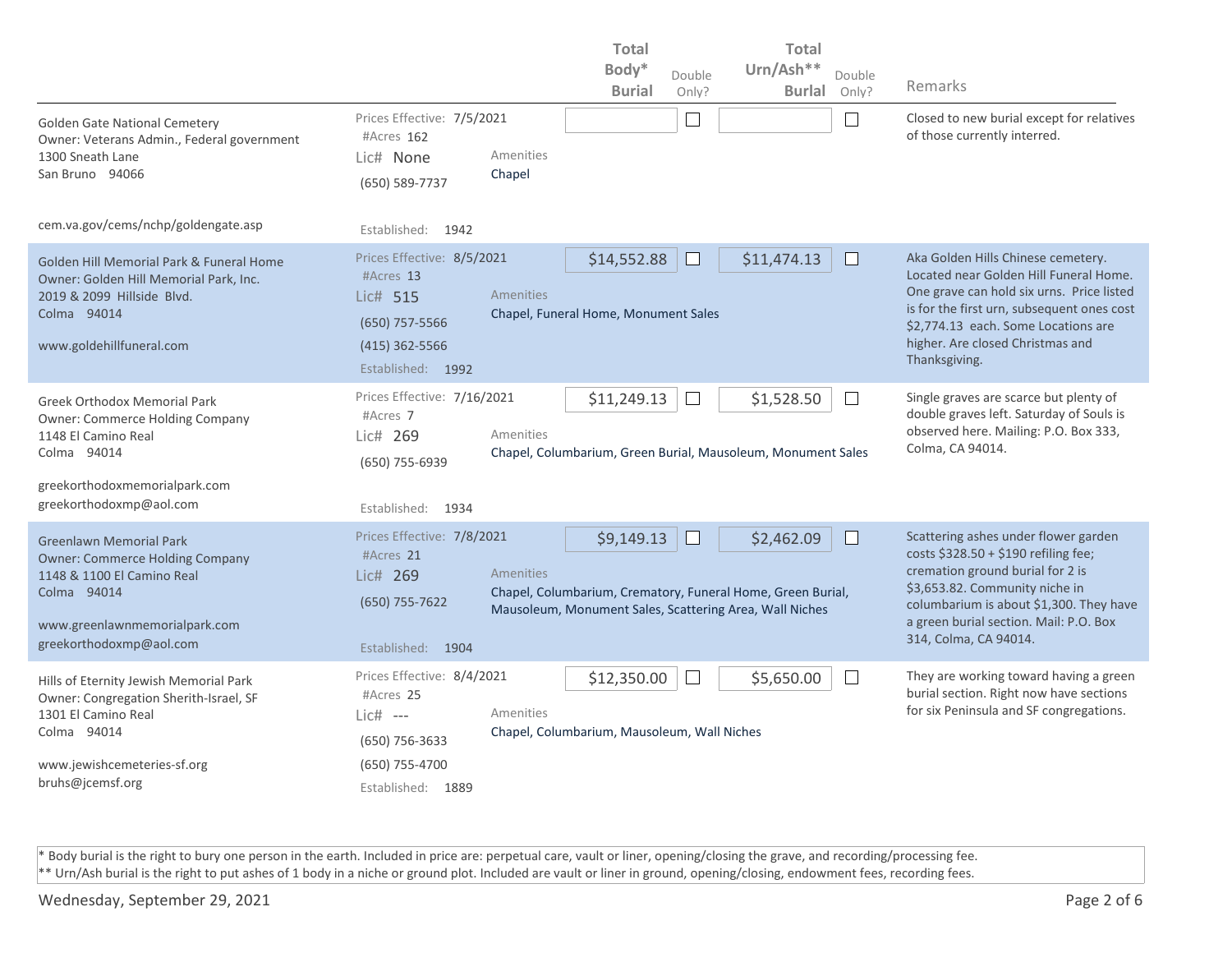| | | Total Body* Burial | Double Only? | Total Urn/Ash** Burial | Double Only? | Remarks |
|---|---|---|---|---|---|---|
| Golden Gate National Cemetery<br>Owner: Veterans Admin., Federal government<br>1300 Sneath Lane<br>San Bruno 94066<br><br>cem.va.gov/cems/nchp/goldengate.asp | Prices Effective: 7/5/2021<br>#Acres 162<br>Lic# None<br>(650) 589-7737<br>Established: 1942<br>Amenities<br>Chapel | | ☐ | | ☐ | Closed to new burial except for relatives of those currently interred. |
| Golden Hill Memorial Park & Funeral Home<br>Owner: Golden Hill Memorial Park, Inc.<br>2019 & 2099 Hillside Blvd.<br>Colma 94014<br><br>www.goldehillfuneral.com | Prices Effective: 8/5/2021<br>#Acres 13<br>Lic# 515<br>(650) 757-5566<br>(415) 362-5566<br>Established: 1992<br>Amenities<br>Chapel, Funeral Home, Monument Sales | $14,552.88 | ☐ | $11,474.13 | ☐ | Aka Golden Hills Chinese cemetery. Located near Golden Hill Funeral Home. One grave can hold six urns. Price listed is for the first urn, subsequent ones cost $2,774.13 each. Some Locations are higher. Are closed Christmas and Thanksgiving. |
| Greek Orthodox Memorial Park<br>Owner: Commerce Holding Company<br>1148 El Camino Real<br>Colma 94014<br><br>greekorthodoxmemorialpark.com<br>greekorthodoxmp@aol.com | Prices Effective: 7/16/2021<br>#Acres 7<br>Lic# 269<br>(650) 755-6939<br>Established: 1934<br>Amenities<br>Chapel, Columbarium, Green Burial, Mausoleum, Monument Sales | $11,249.13 | ☐ | $1,528.50 | ☐ | Single graves are scarce but plenty of double graves left. Saturday of Souls is observed here. Mailing: P.O. Box 333, Colma, CA 94014. |
| Greenlawn Memorial Park<br>Owner: Commerce Holding Company<br>1148 & 1100 El Camino Real<br>Colma 94014<br><br>www.greenlawnmemorialpark.com<br>greekorthodoxmp@aol.com | Prices Effective: 7/8/2021<br>#Acres 21<br>Lic# 269<br>(650) 755-7622<br>Established: 1904<br>Amenities<br>Chapel, Columbarium, Crematory, Funeral Home, Green Burial, Mausoleum, Monument Sales, Scattering Area, Wall Niches | $9,149.13 | ☐ | $2,462.09 | ☐ | Scattering ashes under flower garden costs $328.50 + $190 refiling fee; cremation ground burial for 2 is $3,653.82. Community niche in columbarium is about $1,300. They have a green burial section. Mail: P.O. Box 314, Colma, CA 94014. |
| Hills of Eternity Jewish Memorial Park<br>Owner: Congregation Sherith-Israel, SF<br>1301 El Camino Real<br>Colma 94014<br><br>www.jewishcemeteries-sf.org<br>bruhs@jcemsf.org | Prices Effective: 8/4/2021<br>#Acres 25<br>Lic# ---<br>(650) 756-3633<br>(650) 755-4700<br>Established: 1889<br>Amenities<br>Chapel, Columbarium, Mausoleum, Wall Niches | $12,350.00 | ☐ | $5,650.00 | ☐ | They are working toward having a green burial section. Right now have sections for six Peninsula and SF congregations. |

* Body burial is the right to bury one person in the earth. Included in price are: perpetual care, vault or liner, opening/closing the grave, and recording/processing fee.
** Urn/Ash burial is the right to put ashes of 1 body in a niche or ground plot. Included are vault or liner in ground, opening/closing, endowment fees, recording fees.

Wednesday, September 29, 2021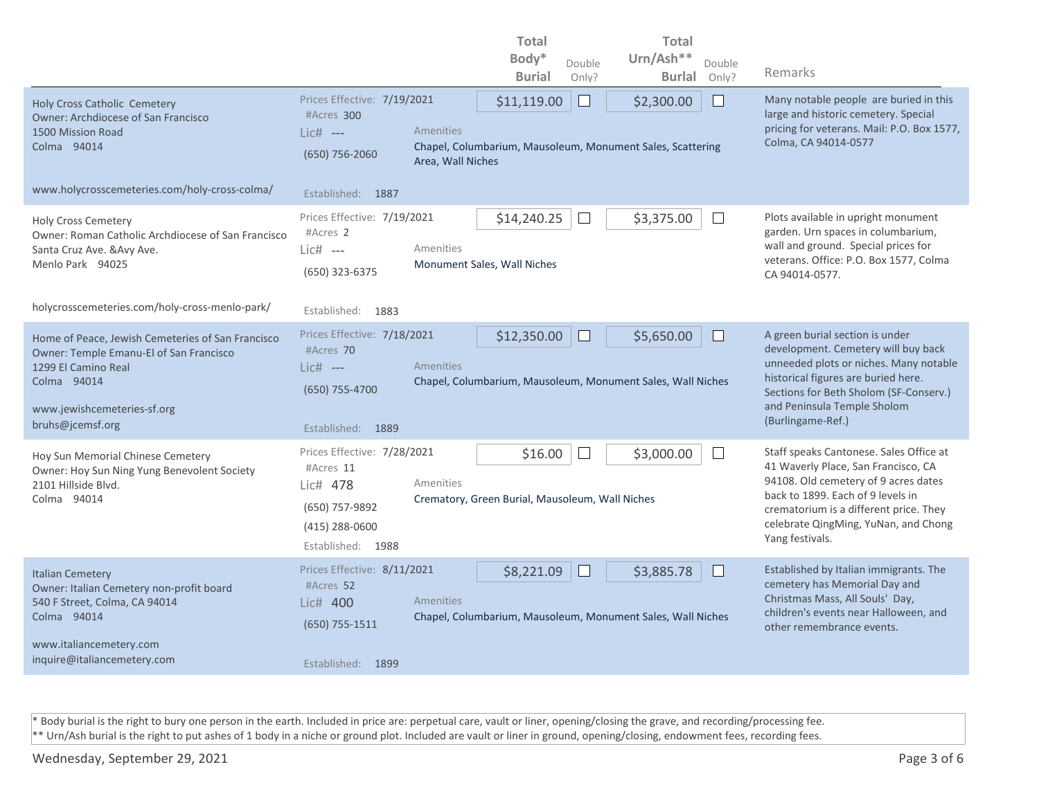| | | | Total Body* Burial | Double Only? | Total Urn/Ash** Burial | Double Only? | Remarks |
|---|---|---|---|---|---|---|---|
| Holy Cross Catholic Cemetery<br>Owner: Archdiocese of San Francisco<br>1500 Mission Road<br>Colma 94014<br>www.holycrosscemeteries.com/holy-cross-colma/ | Prices Effective: 7/19/2021<br>#Acres 300<br>Lic# ---<br>(650) 756-2060<br>Established: 1887 | Amenities<br>Chapel, Columbarium, Mausoleum, Monument Sales, Scattering Area, Wall Niches | $11,119.00 | ☐ | $2,300.00 | ☐ | Many notable people are buried in this large and historic cemetery. Special pricing for veterans. Mail: P.O. Box 1577, Colma, CA 94014-0577 |
| Holy Cross Cemetery<br>Owner: Roman Catholic Archdiocese of San Francisco<br>Santa Cruz Ave. &Avy Ave.<br>Menlo Park 94025<br>holycrosscemeteries.com/holy-cross-menlo-park/ | Prices Effective: 7/19/2021<br>#Acres 2<br>Lic# ---<br>(650) 323-6375<br>Established: 1883 | Amenities<br>Monument Sales, Wall Niches | $14,240.25 | ☐ | $3,375.00 | ☐ | Plots available in upright monument garden. Urn spaces in columbarium, wall and ground. Special prices for veterans. Office: P.O. Box 1577, Colma CA 94014-0577. |
| Home of Peace, Jewish Cemeteries of San Francisco<br>Owner: Temple Emanu-El of San Francisco<br>1299 El Camino Real<br>Colma 94014<br>www.jewishcemeteries-sf.org<br>bruhs@jcemsf.org | Prices Effective: 7/18/2021<br>#Acres 70<br>Lic# ---<br>(650) 755-4700<br>Established: 1889 | Amenities<br>Chapel, Columbarium, Mausoleum, Monument Sales, Wall Niches | $12,350.00 | ☐ | $5,650.00 | ☐ | A green burial section is under development. Cemetery will buy back unneeded plots or niches. Many notable historical figures are buried here. Sections for Beth Sholom (SF-Conserv.) and Peninsula Temple Sholom (Burlingame-Ref.) |
| Hoy Sun Memorial Chinese Cemetery<br>Owner: Hoy Sun Ning Yung Benevolent Society<br>2101 Hillside Blvd.<br>Colma 94014 | Prices Effective: 7/28/2021<br>#Acres 11<br>Lic# 478<br>(650) 757-9892<br>(415) 288-0600<br>Established: 1988 | Amenities<br>Crematory, Green Burial, Mausoleum, Wall Niches | $16.00 | ☐ | $3,000.00 | ☐ | Staff speaks Cantonese. Sales Office at 41 Waverly Place, San Francisco, CA 94108. Old cemetery of 9 acres dates back to 1899. Each of 9 levels in crematorium is a different price. They celebrate QingMing, YuNan, and Chong Yang festivals. |
| Italian Cemetery<br>Owner: Italian Cemetery non-profit board<br>540 F Street, Colma, CA 94014<br>Colma 94014<br>www.italiancemetery.com<br>inquire@italiancemetery.com | Prices Effective: 8/11/2021<br>#Acres 52<br>Lic# 400<br>(650) 755-1511<br>Established: 1899 | Amenities<br>Chapel, Columbarium, Mausoleum, Monument Sales, Wall Niches | $8,221.09 | ☐ | $3,885.78 | ☐ | Established by Italian immigrants. The cemetery has Memorial Day and Christmas Mass, All Souls' Day, children's events near Halloween, and other remembrance events. |

\* Body burial is the right to bury one person in the earth. Included in price are: perpetual care, vault or liner, opening/closing the grave, and recording/processing fee.
\*\* Urn/Ash burial is the right to put ashes of 1 body in a niche or ground plot. Included are vault or liner in ground, opening/closing, endowment fees, recording fees.

Wednesday, September 29, 2021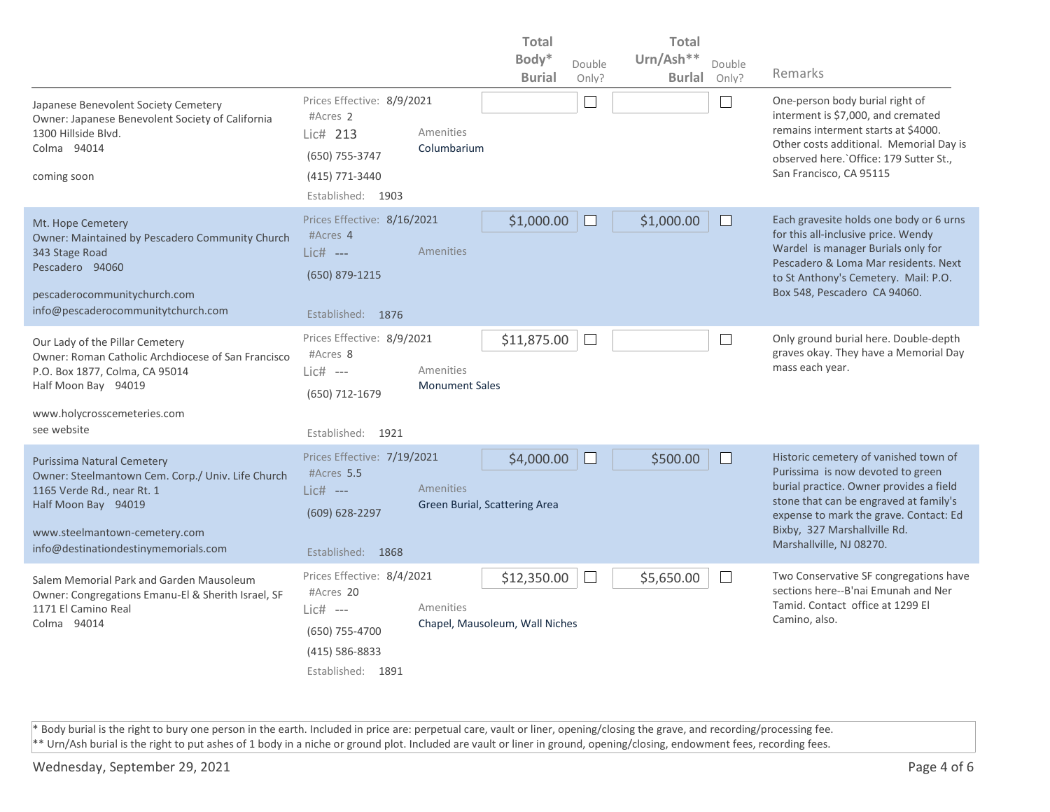| | | | Total Body* Burial | Double Only? | Total Urn/Ash** Burial | Double Only? | Remarks |
|---|---|---|---|---|---|---|---|
| Japanese Benevolent Society Cemetery<br>Owner: Japanese Benevolent Society of California<br>1300 Hillside Blvd.<br>Colma 94014<br><br>coming soon | Prices Effective: 8/9/2021<br>#Acres 2<br>Lic# 213<br>(650) 755-3747<br>(415) 771-3440<br>Established: 1903 | Amenities<br>Columbarium | | ☐ | | ☐ | One-person body burial right of interment is $7,000, and cremated remains interment starts at $4000. Other costs additional. Memorial Day is observed here.`Office: 179 Sutter St., San Francisco, CA 95115 |
| Mt. Hope Cemetery<br>Owner: Maintained by Pescadero Community Church<br>343 Stage Road<br>Pescadero 94060<br><br>pescaderocommunitychurch.com<br>info@pescaderocommunitytchurch.com | Prices Effective: 8/16/2021<br>#Acres 4<br>Lic# ---<br>(650) 879-1215<br>Established: 1876 | Amenities | $1,000.00 | ☐ | $1,000.00 | ☐ | Each gravesite holds one body or 6 urns for this all-inclusive price. Wendy Wardel is manager Burials only for Pescadero & Loma Mar residents. Next to St Anthony's Cemetery. Mail: P.O. Box 548, Pescadero CA 94060. |
| Our Lady of the Pillar Cemetery<br>Owner: Roman Catholic Archdiocese of San Francisco<br>P.O. Box 1877, Colma, CA 95014<br>Half Moon Bay 94019<br><br>www.holycrosscemeteries.com<br>see website | Prices Effective: 8/9/2021<br>#Acres 8<br>Lic# ---<br>(650) 712-1679<br>Established: 1921 | Amenities<br>Monument Sales | $11,875.00 | ☐ | | ☐ | Only ground burial here. Double-depth graves okay. They have a Memorial Day mass each year. |
| Purissima Natural Cemetery<br>Owner: Steelmantown Cem. Corp./ Univ. Life Church<br>1165 Verde Rd., near Rt. 1<br>Half Moon Bay 94019<br><br>www.steelmantown-cemetery.com<br>info@destinationdestinymemorials.com | Prices Effective: 7/19/2021<br>#Acres 5.5<br>Lic# ---<br>(609) 628-2297<br>Established: 1868 | Amenities<br>Green Burial, Scattering Area | $4,000.00 | ☐ | $500.00 | ☐ | Historic cemetery of vanished town of Purissima is now devoted to green burial practice. Owner provides a field stone that can be engraved at family's expense to mark the grave. Contact: Ed Bixby, 327 Marshallville Rd. Marshallville, NJ 08270. |
| Salem Memorial Park and Garden Mausoleum<br>Owner: Congregations Emanu-El & Sherith Israel, SF<br>1171 El Camino Real<br>Colma 94014 | Prices Effective: 8/4/2021<br>#Acres 20<br>Lic# ---<br>(650) 755-4700<br>(415) 586-8833<br>Established: 1891 | Amenities<br>Chapel, Mausoleum, Wall Niches | $12,350.00 | ☐ | $5,650.00 | ☐ | Two Conservative SF congregations have sections here--B'nai Emunah and Ner Tamid. Contact office at 1299 El Camino, also. |

* Body burial is the right to bury one person in the earth. Included in price are: perpetual care, vault or liner, opening/closing the grave, and recording/processing fee.
** Urn/Ash burial is the right to put ashes of 1 body in a niche or ground plot. Included are vault or liner in ground, opening/closing, endowment fees, recording fees.

Wednesday, September 29, 2021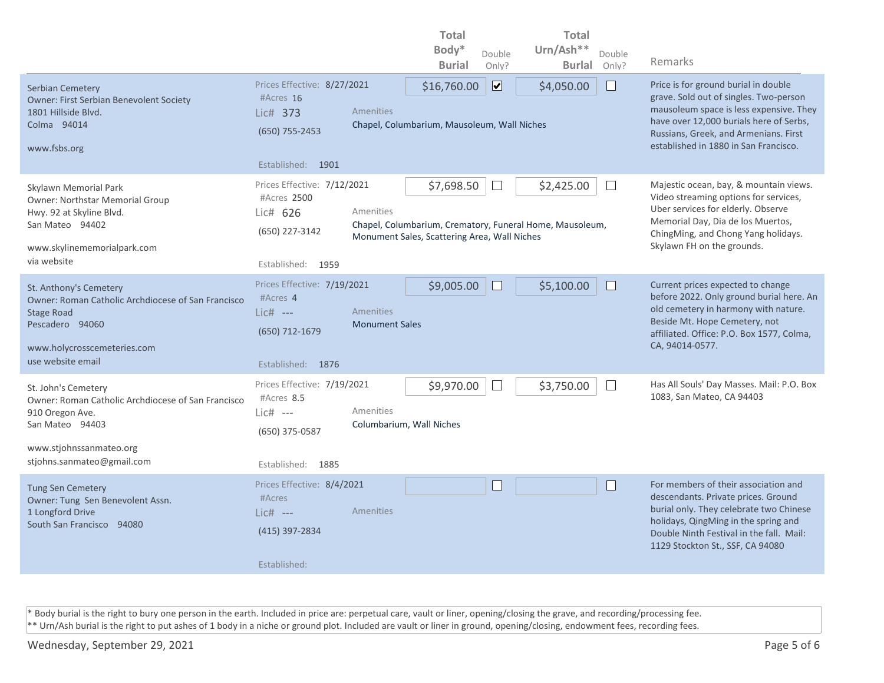| Cemetery | Details | Amenities | Total Body* Burial | Double Only? | Total Urn/Ash** Burial | Double Only? | Remarks |
|---|---|---|---|---|---|---|---|
| Serbian Cemetery<br>Owner: First Serbian Benevolent Society<br>1801 Hillside Blvd.<br>Colma 94014<br><br>www.fsbs.org | Prices Effective: 8/27/2021<br>#Acres 16<br>Lic# 373<br>(650) 755-2453<br><br>Established: 1901 | Chapel, Columbarium, Mausoleum, Wall Niches | $16,760.00 | ☑ | $4,050.00 | ☐ | Price is for ground burial in double grave. Sold out of singles. Two-person mausoleum space is less expensive. They have over 12,000 burials here of Serbs, Russians, Greek, and Armenians. First established in 1880 in San Francisco. |
| Skylawn Memorial Park<br>Owner: Northstar Memorial Group<br>Hwy. 92 at Skyline Blvd.<br>San Mateo 94402<br><br>www.skylinememorialpark.com<br>via website | Prices Effective: 7/12/2021<br>#Acres 2500<br>Lic# 626<br>(650) 227-3142<br><br>Established: 1959 | Chapel, Columbarium, Crematory, Funeral Home, Mausoleum, Monument Sales, Scattering Area, Wall Niches | $7,698.50 | ☐ | $2,425.00 | ☐ | Majestic ocean, bay, & mountain views. Video streaming options for services, Uber services for elderly. Observe Memorial Day, Dia de los Muertos, ChingMing, and Chong Yang holidays. Skylawn FH on the grounds. |
| St. Anthony's Cemetery<br>Owner: Roman Catholic Archdiocese of San Francisco<br>Stage Road<br>Pescadero 94060<br><br>www.holycrosscemeteries.com<br>use website email | Prices Effective: 7/19/2021<br>#Acres 4<br>Lic# ---<br>(650) 712-1679<br><br>Established: 1876 | Monument Sales | $9,005.00 | ☐ | $5,100.00 | ☐ | Current prices expected to change before 2022. Only ground burial here. An old cemetery in harmony with nature. Beside Mt. Hope Cemetery, not affiliated. Office: P.O. Box 1577, Colma, CA, 94014-0577. |
| St. John's Cemetery<br>Owner: Roman Catholic Archdiocese of San Francisco<br>910 Oregon Ave.<br>San Mateo 94403<br><br>www.stjohnssanmateo.org<br>stjohns.sanmateo@gmail.com | Prices Effective: 7/19/2021<br>#Acres 8.5<br>Lic# ---<br>(650) 375-0587<br><br>Established: 1885 | Columbarium, Wall Niches | $9,970.00 | ☐ | $3,750.00 | ☐ | Has All Souls' Day Masses. Mail: P.O. Box 1083, San Mateo, CA 94403 |
| Tung Sen Cemetery<br>Owner: Tung Sen Benevolent Assn.<br>1 Longford Drive<br>South San Francisco 94080 | Prices Effective: 8/4/2021<br>#Acres<br>Lic# ---<br>(415) 397-2834<br><br>Established: | | | ☐ | | ☐ | For members of their association and descendants. Private prices. Ground burial only. They celebrate two Chinese holidays, QingMing in the spring and Double Ninth Festival in the fall. Mail: 1129 Stockton St., SSF, CA 94080 |

* Body burial is the right to bury one person in the earth. Included in price are: perpetual care, vault or liner, opening/closing the grave, and recording/processing fee.
** Urn/Ash burial is the right to put ashes of 1 body in a niche or ground plot. Included are vault or liner in ground, opening/closing, endowment fees, recording fees.

Wednesday, September 29, 2021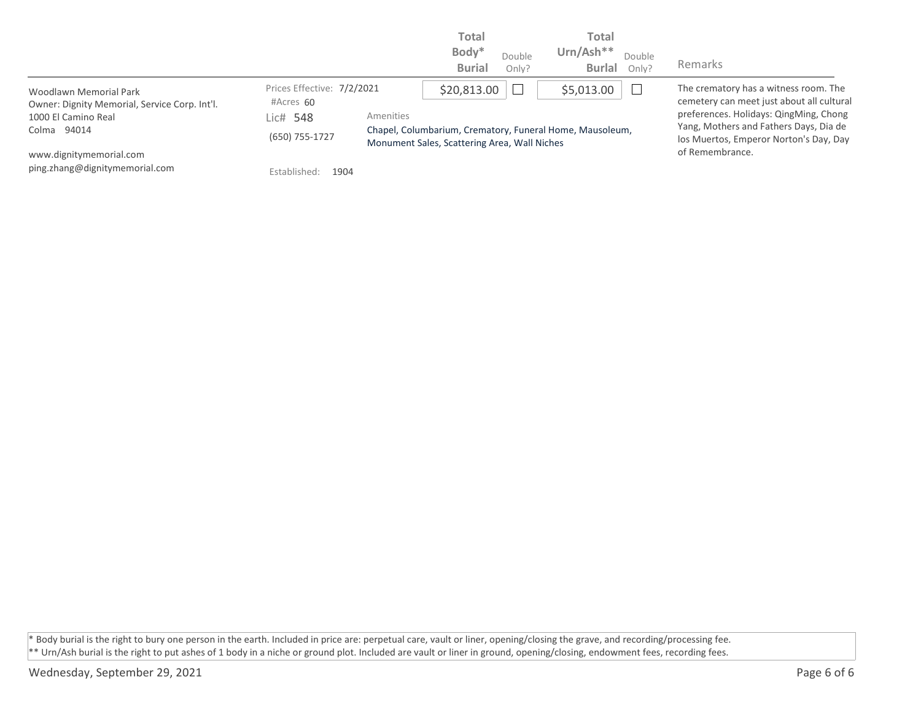| | | Total Body* Burial | Double Only? | Total Urn/Ash** Burlal | Double Only? | Remarks |
|---|---|---|---|---|---|---|
| Woodlawn Memorial Park<br>Owner: Dignity Memorial, Service Corp. Int'l.<br>1000 El Camino Real<br>Colma 94014<br><br>www.dignitymemorial.com<br>ping.zhang@dignitymemorial.com | Prices Effective: 7/2/2021<br>#Acres 60<br>Lic# 548<br>(650) 755-1727<br><br>Established: 1904<br><br>Amenities<br>Chapel, Columbarium, Crematory, Funeral Home, Mausoleum, Monument Sales, Scattering Area, Wall Niches | $20,813.00 | ☐ | $5,013.00 | ☐ | The crematory has a witness room. The cemetery can meet just about all cultural preferences. Holidays: QingMing, Chong Yang, Mothers and Fathers Days, Dia de los Muertos, Emperor Norton's Day, Day of Remembrance. |

* Body burial is the right to bury one person in the earth. Included in price are: perpetual care, vault or liner, opening/closing the grave, and recording/processing fee.
** Urn/Ash burial is the right to put ashes of 1 body in a niche or ground plot. Included are vault or liner in ground, opening/closing, endowment fees, recording fees.

Wednesday, September 29, 2021